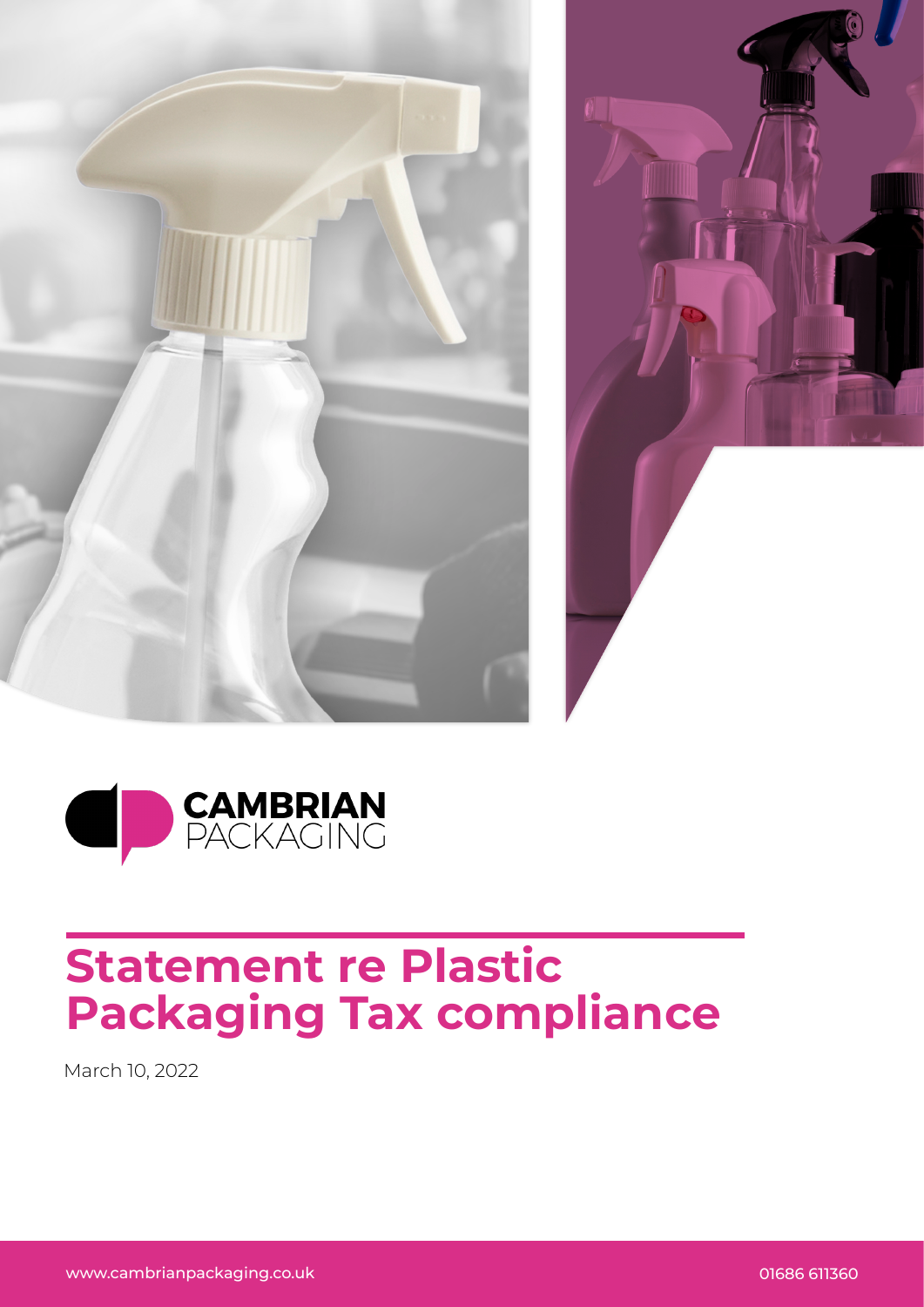CAMBRIAN PACKAGING

# Statement re Plastic Packaging Tax compliance

March 10, 2022

www.cambrianpackaging.co.uk

01686 611360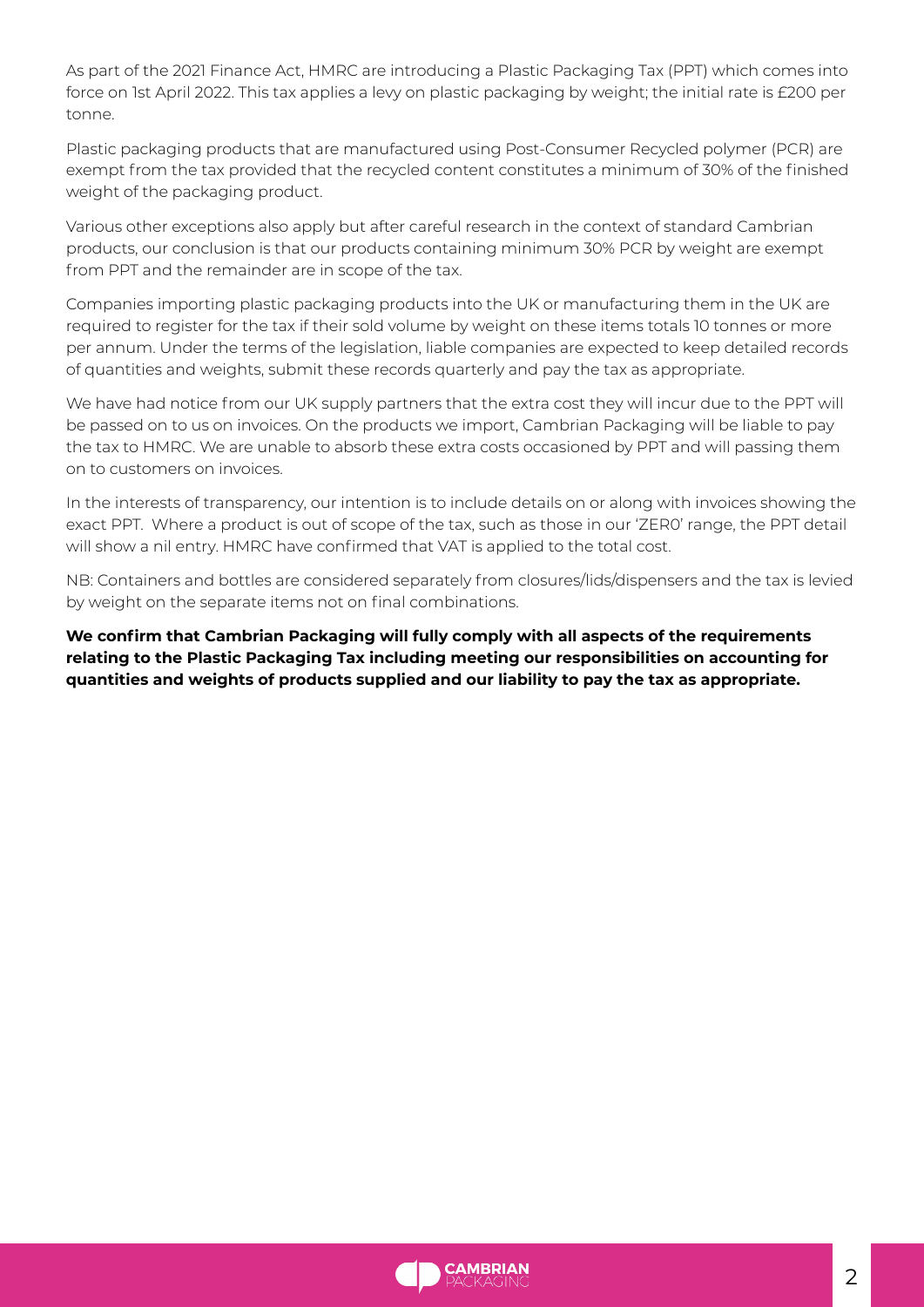As part of the 2021 Finance Act, HMRC are introducing a Plastic Packaging Tax (PPT) which comes into force on 1st April 2022. This tax applies a levy on plastic packaging by weight; the initial rate is £200 per tonne.

Plastic packaging products that are manufactured using Post-Consumer Recycled polymer (PCR) are exempt from the tax provided that the recycled content constitutes a minimum of 30% of the finished weight of the packaging product.

Various other exceptions also apply but after careful research in the context of standard Cambrian products, our conclusion is that our products containing minimum 30% PCR by weight are exempt from PPT and the remainder are in scope of the tax.

Companies importing plastic packaging products into the UK or manufacturing them in the UK are required to register for the tax if their sold volume by weight on these items totals 10 tonnes or more per annum. Under the terms of the legislation, liable companies are expected to keep detailed records of quantities and weights, submit these records quarterly and pay the tax as appropriate.

We have had notice from our UK supply partners that the extra cost they will incur due to the PPT will be passed on to us on invoices. On the products we import, Cambrian Packaging will be liable to pay the tax to HMRC. We are unable to absorb these extra costs occasioned by PPT and will passing them on to customers on invoices.

In the interests of transparency, our intention is to include details on or along with invoices showing the exact PPT. Where a product is out of scope of the tax, such as those in our 'ZER0' range, the PPT detail will show a nil entry. HMRC have confirmed that VAT is applied to the total cost.

NB: Containers and bottles are considered separately from closures/lids/dispensers and the tax is levied by weight on the separate items not on final combinations.

**We confirm that Cambrian Packaging will fully comply with all aspects of the requirements relating to the Plastic Packaging Tax including meeting our responsibilities on accounting for quantities and weights of products supplied and our liability to pay the tax as appropriate.**